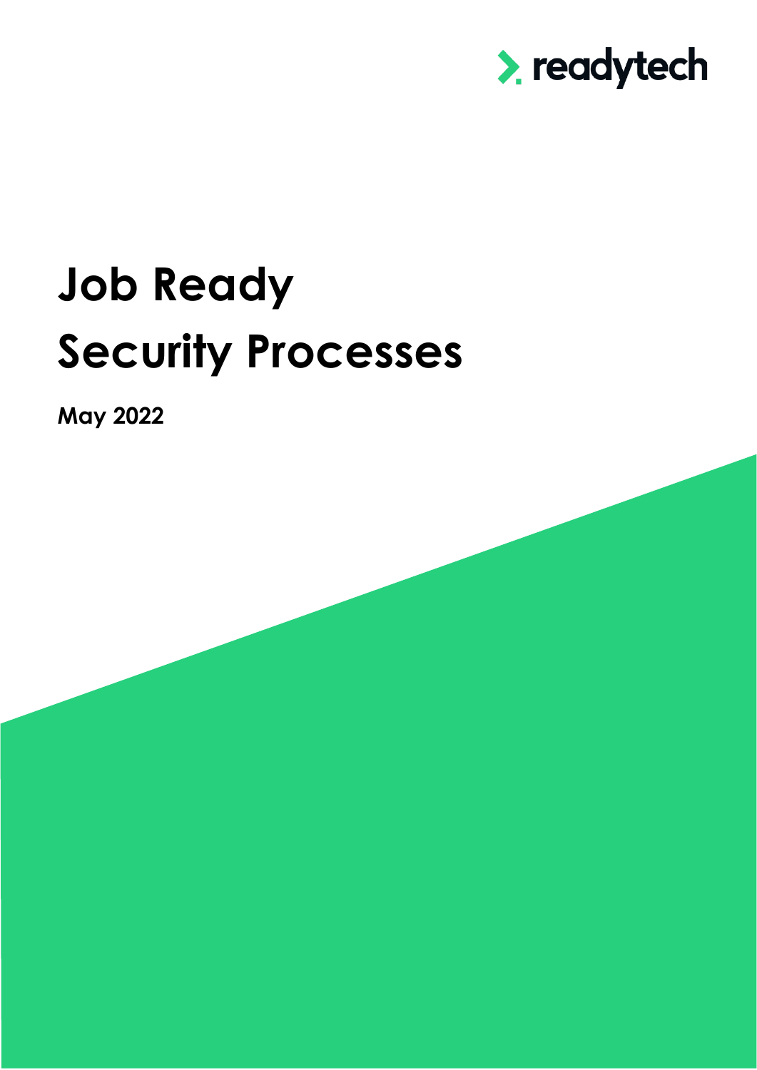readytech

# Job Ready Security Processes

**May 2022**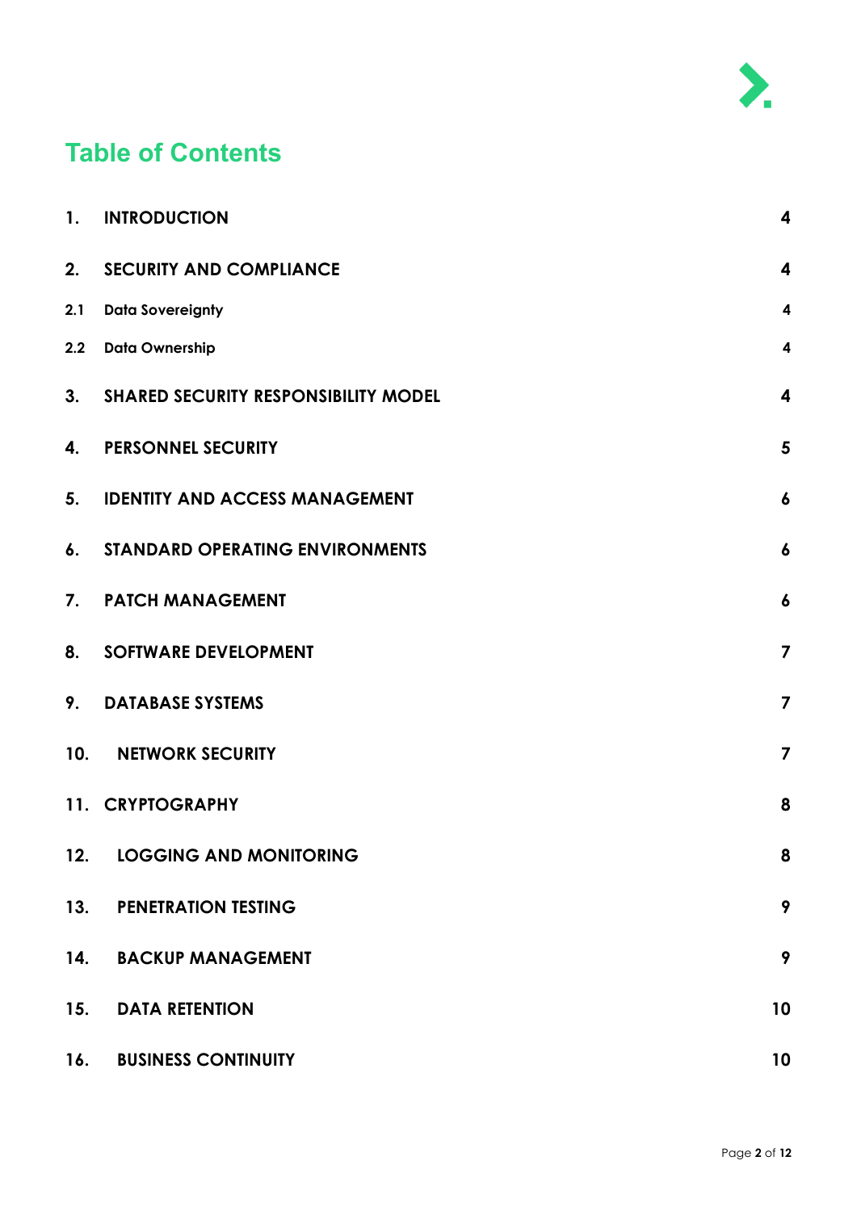# Table of Contents

| | | |
|---|---|---|
| **1.** | **INTRODUCTION** | **4** |
| **2.** | **SECURITY AND COMPLIANCE** | **4** |
| **2.1** | **Data Sovereignty** | **4** |
| **2.2** | **Data Ownership** | **4** |
| **3.** | **SHARED SECURITY RESPONSIBILITY MODEL** | **4** |
| **4.** | **PERSONNEL SECURITY** | **5** |
| **5.** | **IDENTITY AND ACCESS MANAGEMENT** | **6** |
| **6.** | **STANDARD OPERATING ENVIRONMENTS** | **6** |
| **7.** | **PATCH MANAGEMENT** | **6** |
| **8.** | **SOFTWARE DEVELOPMENT** | **7** |
| **9.** | **DATABASE SYSTEMS** | **7** |
| **10.** | **NETWORK SECURITY** | **7** |
| **11.** | **CRYPTOGRAPHY** | **8** |
| **12.** | **LOGGING AND MONITORING** | **8** |
| **13.** | **PENETRATION TESTING** | **9** |
| **14.** | **BACKUP MANAGEMENT** | **9** |
| **15.** | **DATA RETENTION** | **10** |
| **16.** | **BUSINESS CONTINUITY** | **10** |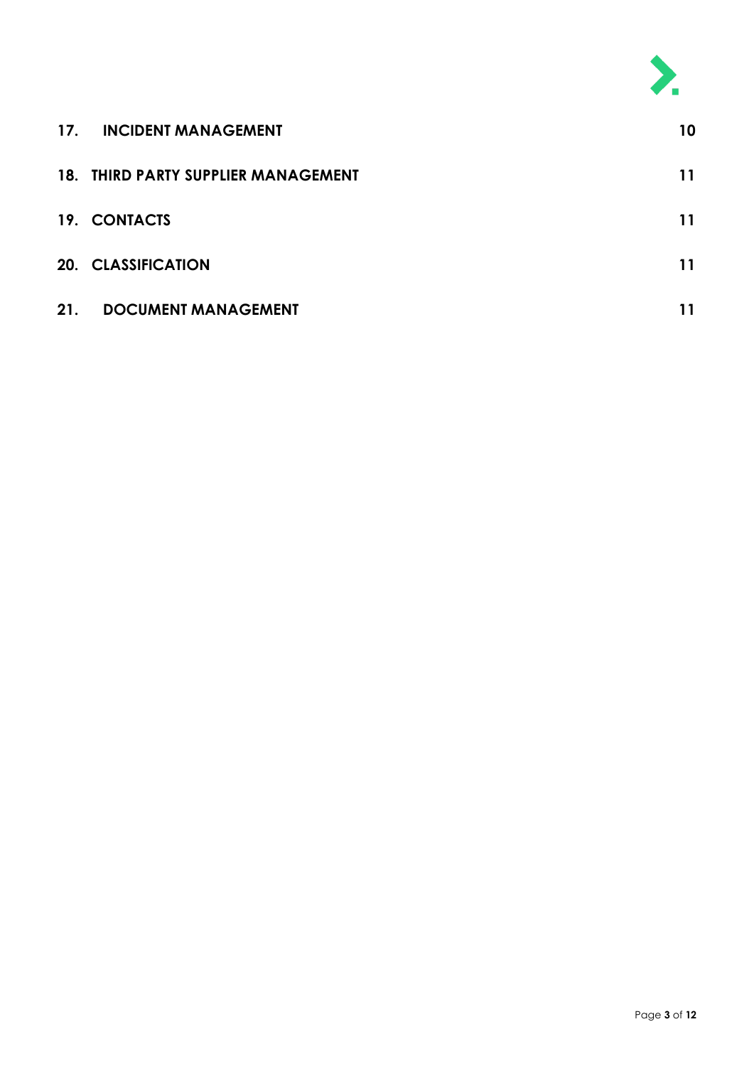| | | |
|---|---|---|
| 17. | INCIDENT MANAGEMENT | 10 |
| 18. | THIRD PARTY SUPPLIER MANAGEMENT | 11 |
| 19. | CONTACTS | 11 |
| 20. | CLASSIFICATION | 11 |
| 21. | DOCUMENT MANAGEMENT | 11 |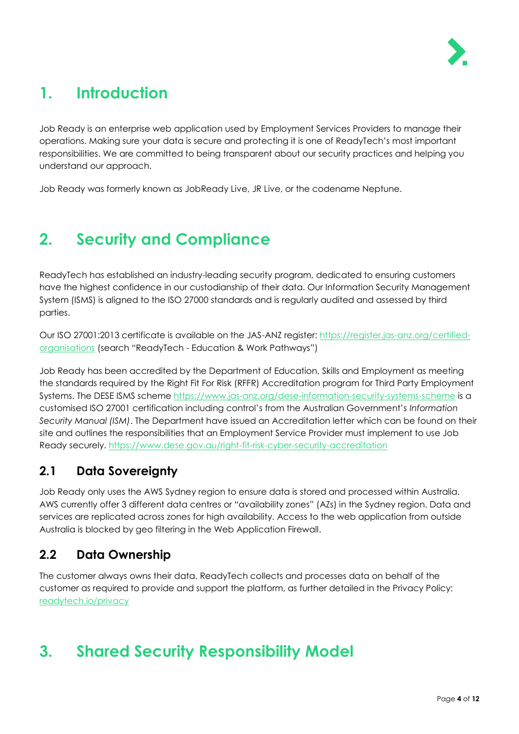# 1. Introduction

Job Ready is an enterprise web application used by Employment Services Providers to manage their operations. Making sure your data is secure and protecting it is one of ReadyTech's most important responsibilities. We are committed to being transparent about our security practices and helping you understand our approach.

Job Ready was formerly known as JobReady Live, JR Live, or the codename Neptune.

# 2. Security and Compliance

ReadyTech has established an industry-leading security program, dedicated to ensuring customers have the highest confidence in our custodianship of their data. Our Information Security Management System (ISMS) is aligned to the ISO 27000 standards and is regularly audited and assessed by third parties.

Our ISO 27001:2013 certificate is available on the JAS-ANZ register: [https://register.jas-anz.org/certified-organisations](https://register.jas-anz.org/certified-organisations) (search "ReadyTech - Education & Work Pathways")

Job Ready has been accredited by the Department of Education, Skills and Employment as meeting the standards required by the Right Fit For Risk (RFFR) Accreditation program for Third Party Employment Systems. The DESE ISMS scheme [https://www.jas-anz.org/dese-information-security-systems-scheme](https://www.jas-anz.org/dese-information-security-systems-scheme) is a customised ISO 27001 certification including control's from the Australian Government's *Information Security Manual (ISM)*. The Department have issued an Accreditation letter which can be found on their site and outlines the responsibilities that an Employment Service Provider must implement to use Job Ready securely. [https://www.dese.gov.au/right-fit-risk-cyber-security-accreditation](https://www.dese.gov.au/right-fit-risk-cyber-security-accreditation)

## 2.1 Data Sovereignty

Job Ready only uses the AWS Sydney region to ensure data is stored and processed within Australia. AWS currently offer 3 different data centres or "availability zones" (AZs) in the Sydney region. Data and services are replicated across zones for high availability. Access to the web application from outside Australia is blocked by geo filtering in the Web Application Firewall.

## 2.2 Data Ownership

The customer always owns their data. ReadyTech collects and processes data on behalf of the customer as required to provide and support the platform, as further detailed in the Privacy Policy: [readytech.io/privacy](readytech.io/privacy)

# 3. Shared Security Responsibility Model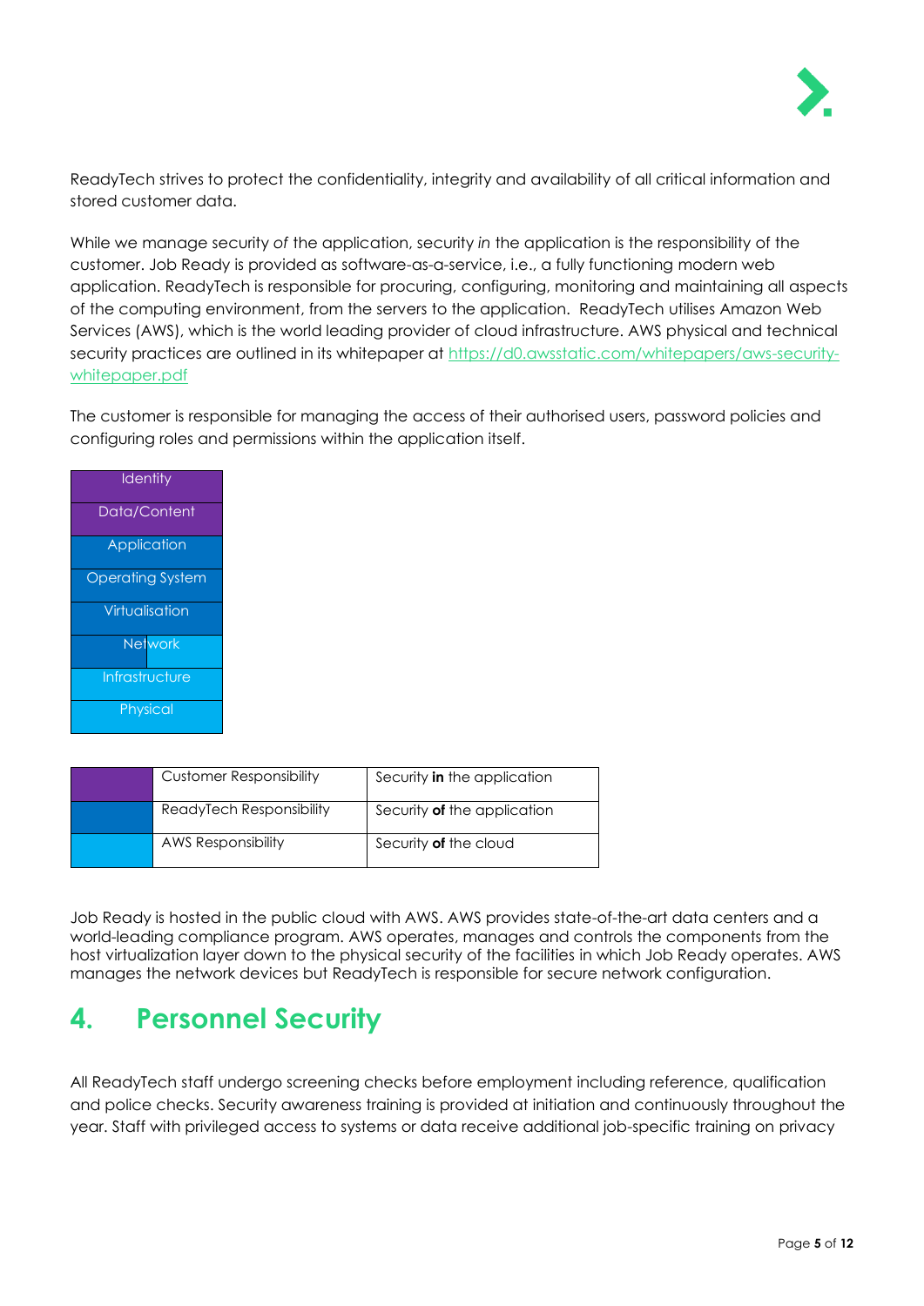ReadyTech strives to protect the confidentiality, integrity and availability of all critical information and stored customer data.

While we manage security *of* the application, security *in* the application is the responsibility of the customer. Job Ready is provided as software-as-a-service, i.e., a fully functioning modern web application. ReadyTech is responsible for procuring, configuring, monitoring and maintaining all aspects of the computing environment, from the servers to the application. ReadyTech utilises Amazon Web Services (AWS), which is the world leading provider of cloud infrastructure. AWS physical and technical security practices are outlined in its whitepaper at https://d0.awsstatic.com/whitepapers/aws-security-whitepaper.pdf

The customer is responsible for managing the access of their authorised users, password policies and configuring roles and permissions within the application itself.

| Identity |
|---|
| Data/Content |
| Application |
| Operating System |
| Virtualisation |
| Network |
| Infrastructure |
| Physical |

| | | |
|---|---|---|
| | Customer Responsibility | Security **in** the application |
| | ReadyTech Responsibility | Security **of** the application |
| | AWS Responsibility | Security **of** the cloud |

Job Ready is hosted in the public cloud with AWS. AWS provides state-of-the-art data centers and a world-leading compliance program. AWS operates, manages and controls the components from the host virtualization layer down to the physical security of the facilities in which Job Ready operates. AWS manages the network devices but ReadyTech is responsible for secure network configuration.

# 4. Personnel Security

All ReadyTech staff undergo screening checks before employment including reference, qualification and police checks. Security awareness training is provided at initiation and continuously throughout the year. Staff with privileged access to systems or data receive additional job-specific training on privacy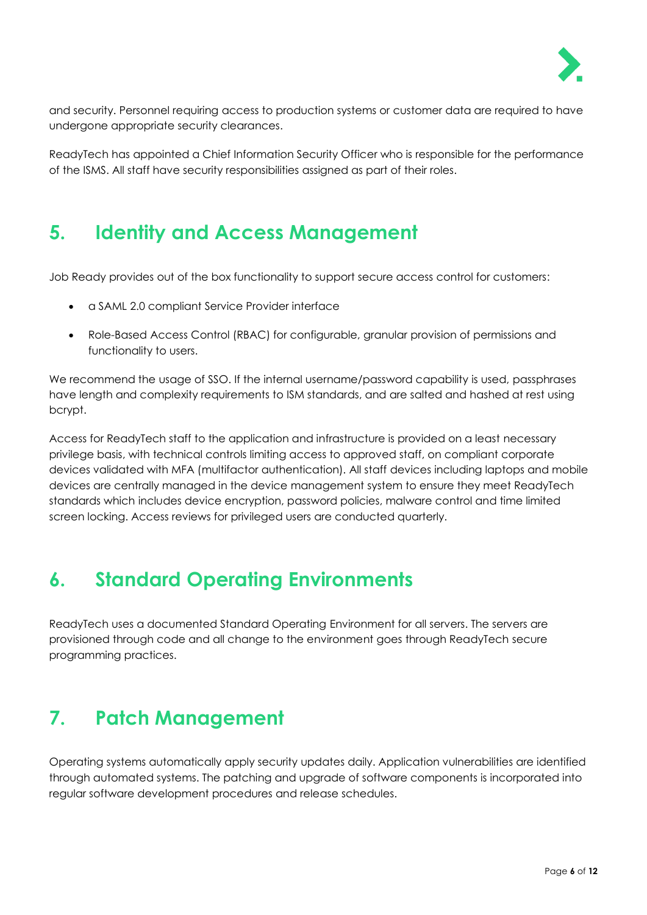and security. Personnel requiring access to production systems or customer data are required to have undergone appropriate security clearances.

ReadyTech has appointed a Chief Information Security Officer who is responsible for the performance of the ISMS. All staff have security responsibilities assigned as part of their roles.

## 5. Identity and Access Management

Job Ready provides out of the box functionality to support secure access control for customers:

- a SAML 2.0 compliant Service Provider interface
- Role-Based Access Control (RBAC) for configurable, granular provision of permissions and functionality to users.

We recommend the usage of SSO. If the internal username/password capability is used, passphrases have length and complexity requirements to ISM standards, and are salted and hashed at rest using bcrypt.

Access for ReadyTech staff to the application and infrastructure is provided on a least necessary privilege basis, with technical controls limiting access to approved staff, on compliant corporate devices validated with MFA (multifactor authentication). All staff devices including laptops and mobile devices are centrally managed in the device management system to ensure they meet ReadyTech standards which includes device encryption, password policies, malware control and time limited screen locking. Access reviews for privileged users are conducted quarterly.

## 6. Standard Operating Environments

ReadyTech uses a documented Standard Operating Environment for all servers. The servers are provisioned through code and all change to the environment goes through ReadyTech secure programming practices.

## 7. Patch Management

Operating systems automatically apply security updates daily. Application vulnerabilities are identified through automated systems. The patching and upgrade of software components is incorporated into regular software development procedures and release schedules.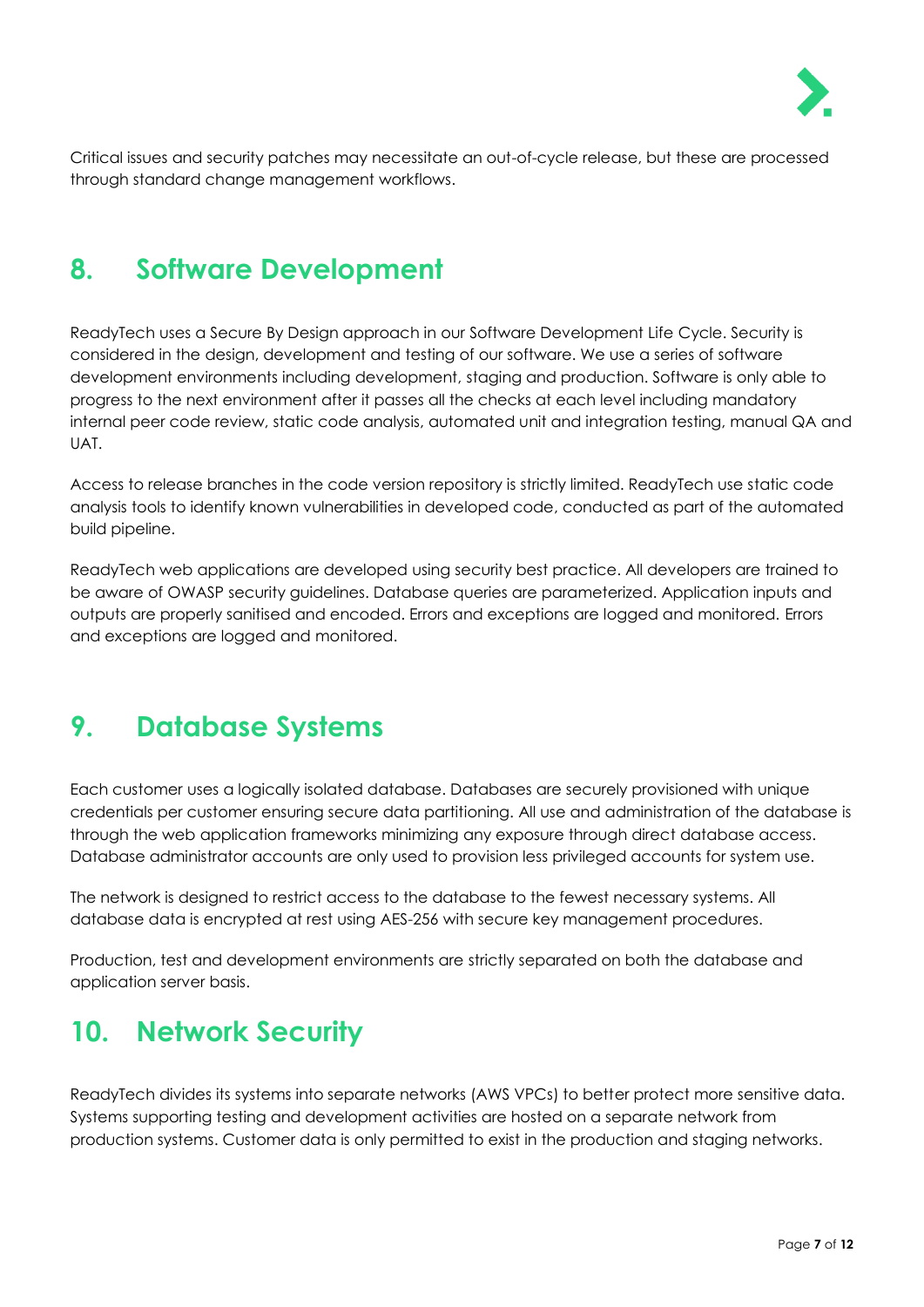Critical issues and security patches may necessitate an out-of-cycle release, but these are processed through standard change management workflows.

## 8. Software Development

ReadyTech uses a Secure By Design approach in our Software Development Life Cycle. Security is considered in the design, development and testing of our software. We use a series of software development environments including development, staging and production. Software is only able to progress to the next environment after it passes all the checks at each level including mandatory internal peer code review, static code analysis, automated unit and integration testing, manual QA and UAT.

Access to release branches in the code version repository is strictly limited. ReadyTech use static code analysis tools to identify known vulnerabilities in developed code, conducted as part of the automated build pipeline.

ReadyTech web applications are developed using security best practice. All developers are trained to be aware of OWASP security guidelines. Database queries are parameterized. Application inputs and outputs are properly sanitised and encoded. Errors and exceptions are logged and monitored. Errors and exceptions are logged and monitored.

## 9. Database Systems

Each customer uses a logically isolated database. Databases are securely provisioned with unique credentials per customer ensuring secure data partitioning. All use and administration of the database is through the web application frameworks minimizing any exposure through direct database access. Database administrator accounts are only used to provision less privileged accounts for system use.

The network is designed to restrict access to the database to the fewest necessary systems. All database data is encrypted at rest using AES-256 with secure key management procedures.

Production, test and development environments are strictly separated on both the database and application server basis.

## 10. Network Security

ReadyTech divides its systems into separate networks (AWS VPCs) to better protect more sensitive data. Systems supporting testing and development activities are hosted on a separate network from production systems. Customer data is only permitted to exist in the production and staging networks.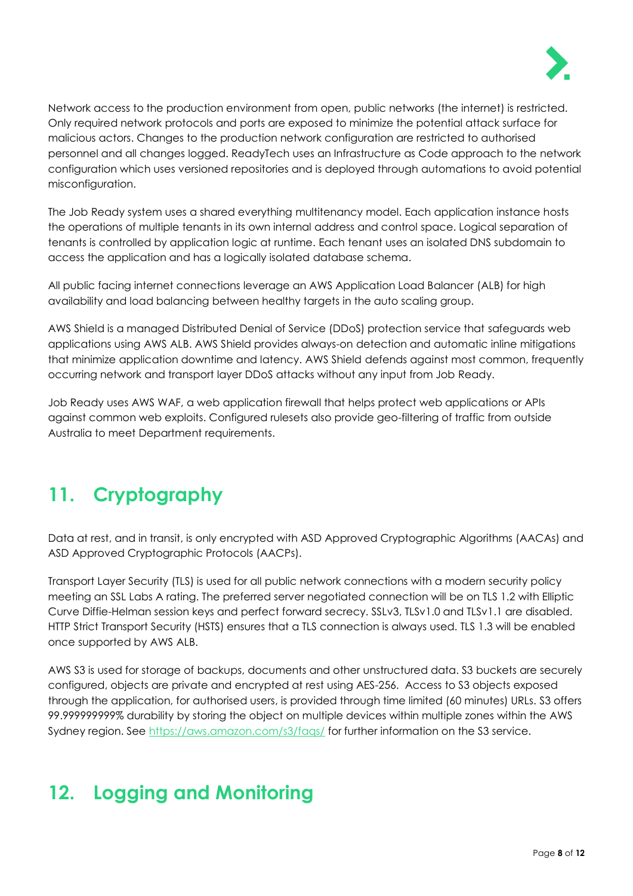Network access to the production environment from open, public networks (the internet) is restricted. Only required network protocols and ports are exposed to minimize the potential attack surface for malicious actors. Changes to the production network configuration are restricted to authorised personnel and all changes logged. ReadyTech uses an Infrastructure as Code approach to the network configuration which uses versioned repositories and is deployed through automations to avoid potential misconfiguration.

The Job Ready system uses a shared everything multitenancy model. Each application instance hosts the operations of multiple tenants in its own internal address and control space. Logical separation of tenants is controlled by application logic at runtime. Each tenant uses an isolated DNS subdomain to access the application and has a logically isolated database schema.

All public facing internet connections leverage an AWS Application Load Balancer (ALB) for high availability and load balancing between healthy targets in the auto scaling group.

AWS Shield is a managed Distributed Denial of Service (DDoS) protection service that safeguards web applications using AWS ALB. AWS Shield provides always-on detection and automatic inline mitigations that minimize application downtime and latency. AWS Shield defends against most common, frequently occurring network and transport layer DDoS attacks without any input from Job Ready.

Job Ready uses AWS WAF, a web application firewall that helps protect web applications or APIs against common web exploits. Configured rulesets also provide geo-filtering of traffic from outside Australia to meet Department requirements.

## 11. Cryptography

Data at rest, and in transit, is only encrypted with ASD Approved Cryptographic Algorithms (AACAs) and ASD Approved Cryptographic Protocols (AACPs).

Transport Layer Security (TLS) is used for all public network connections with a modern security policy meeting an SSL Labs A rating. The preferred server negotiated connection will be on TLS 1.2 with Elliptic Curve Diffie-Helman session keys and perfect forward secrecy. SSLv3, TLSv1.0 and TLSv1.1 are disabled. HTTP Strict Transport Security (HSTS) ensures that a TLS connection is always used. TLS 1.3 will be enabled once supported by AWS ALB.

AWS S3 is used for storage of backups, documents and other unstructured data. S3 buckets are securely configured, objects are private and encrypted at rest using AES-256. Access to S3 objects exposed through the application, for authorised users, is provided through time limited (60 minutes) URLs. S3 offers 99.999999999% durability by storing the object on multiple devices within multiple zones within the AWS Sydney region. See [https://aws.amazon.com/s3/faqs/](https://aws.amazon.com/s3/faqs/) for further information on the S3 service.

## 12. Logging and Monitoring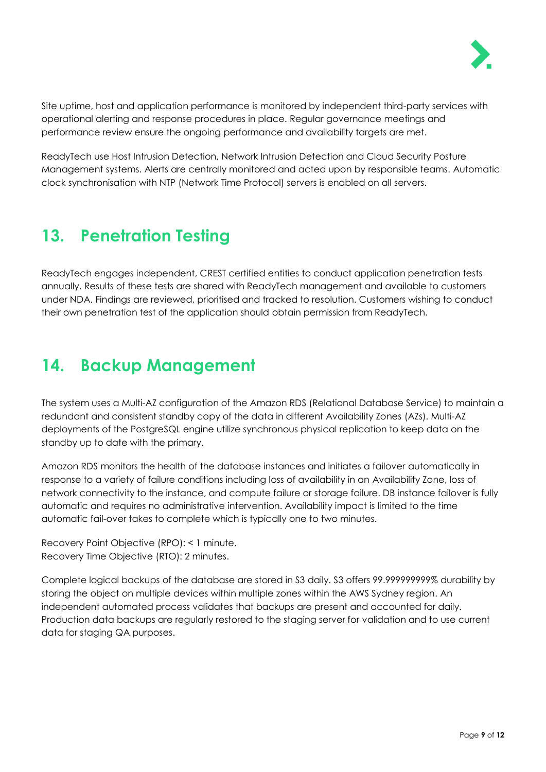Site uptime, host and application performance is monitored by independent third-party services with operational alerting and response procedures in place. Regular governance meetings and performance review ensure the ongoing performance and availability targets are met.

ReadyTech use Host Intrusion Detection, Network Intrusion Detection and Cloud Security Posture Management systems. Alerts are centrally monitored and acted upon by responsible teams. Automatic clock synchronisation with NTP (Network Time Protocol) servers is enabled on all servers.

## 13. Penetration Testing

ReadyTech engages independent, CREST certified entities to conduct application penetration tests annually. Results of these tests are shared with ReadyTech management and available to customers under NDA. Findings are reviewed, prioritised and tracked to resolution. Customers wishing to conduct their own penetration test of the application should obtain permission from ReadyTech.

## 14. Backup Management

The system uses a Multi-AZ configuration of the Amazon RDS (Relational Database Service) to maintain a redundant and consistent standby copy of the data in different Availability Zones (AZs). Multi-AZ deployments of the PostgreSQL engine utilize synchronous physical replication to keep data on the standby up to date with the primary.

Amazon RDS monitors the health of the database instances and initiates a failover automatically in response to a variety of failure conditions including loss of availability in an Availability Zone, loss of network connectivity to the instance, and compute failure or storage failure. DB instance failover is fully automatic and requires no administrative intervention. Availability impact is limited to the time automatic fail-over takes to complete which is typically one to two minutes.

Recovery Point Objective (RPO): < 1 minute.
Recovery Time Objective (RTO): 2 minutes.

Complete logical backups of the database are stored in S3 daily. S3 offers 99.999999999% durability by storing the object on multiple devices within multiple zones within the AWS Sydney region. An independent automated process validates that backups are present and accounted for daily. Production data backups are regularly restored to the staging server for validation and to use current data for staging QA purposes.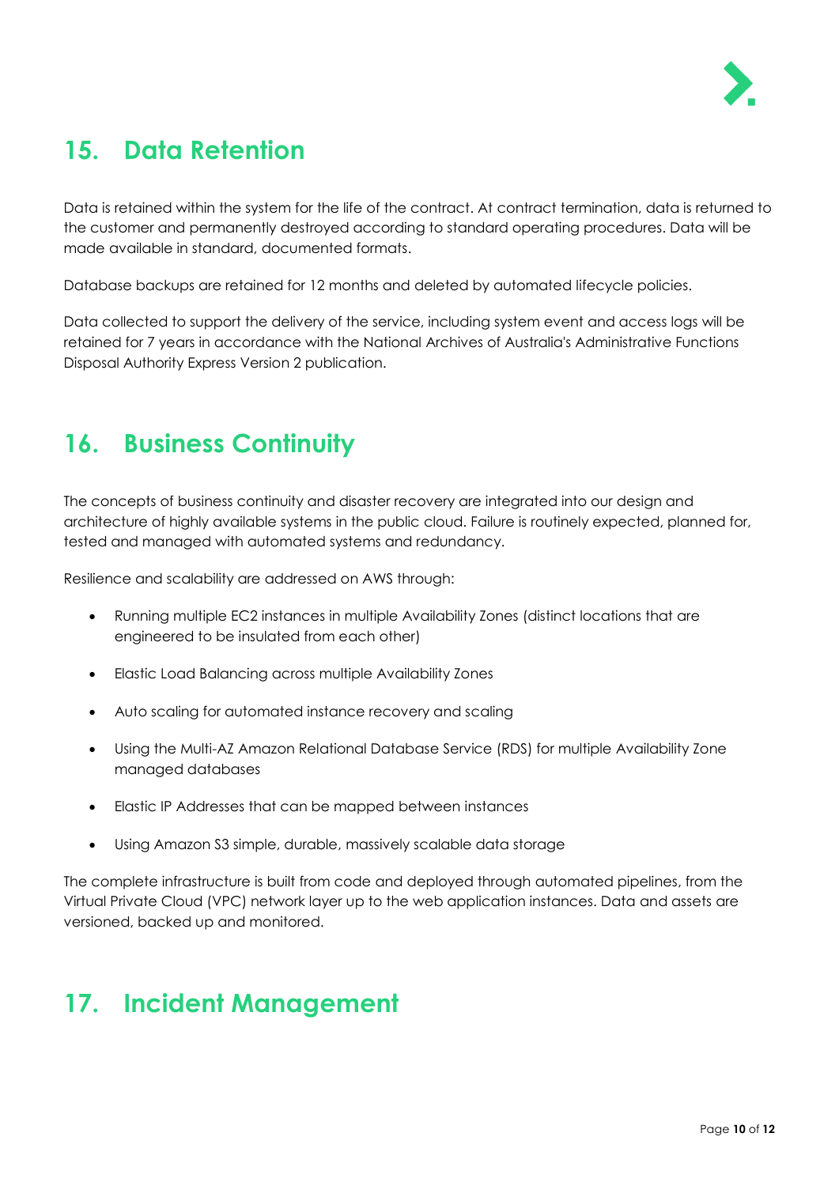## 15. Data Retention

Data is retained within the system for the life of the contract. At contract termination, data is returned to the customer and permanently destroyed according to standard operating procedures. Data will be made available in standard, documented formats.

Database backups are retained for 12 months and deleted by automated lifecycle policies.

Data collected to support the delivery of the service, including system event and access logs will be retained for 7 years in accordance with the National Archives of Australia's Administrative Functions Disposal Authority Express Version 2 publication.

## 16. Business Continuity

The concepts of business continuity and disaster recovery are integrated into our design and architecture of highly available systems in the public cloud. Failure is routinely expected, planned for, tested and managed with automated systems and redundancy.

Resilience and scalability are addressed on AWS through:

- Running multiple EC2 instances in multiple Availability Zones (distinct locations that are engineered to be insulated from each other)
- Elastic Load Balancing across multiple Availability Zones
- Auto scaling for automated instance recovery and scaling
- Using the Multi-AZ Amazon Relational Database Service (RDS) for multiple Availability Zone managed databases
- Elastic IP Addresses that can be mapped between instances
- Using Amazon S3 simple, durable, massively scalable data storage

The complete infrastructure is built from code and deployed through automated pipelines, from the Virtual Private Cloud (VPC) network layer up to the web application instances. Data and assets are versioned, backed up and monitored.

## 17. Incident Management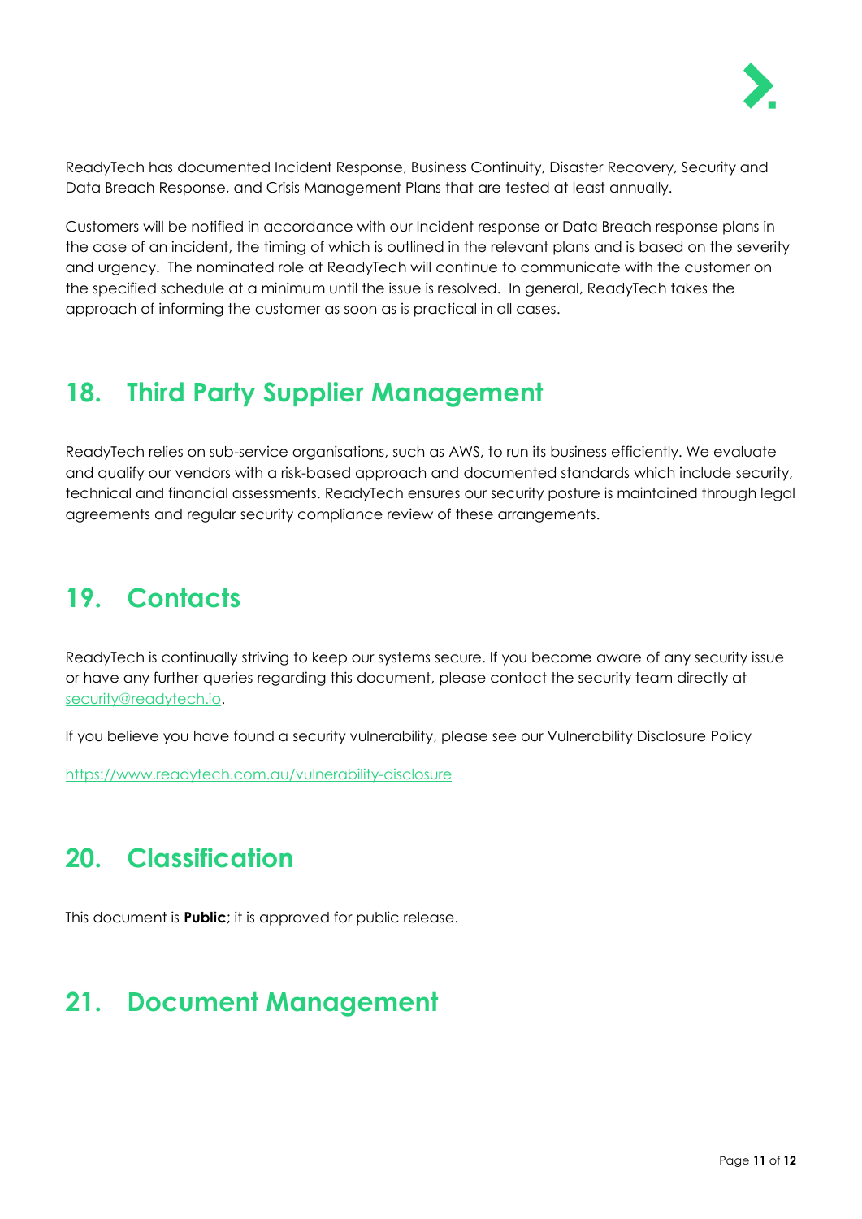ReadyTech has documented Incident Response, Business Continuity, Disaster Recovery, Security and Data Breach Response, and Crisis Management Plans that are tested at least annually.

Customers will be notified in accordance with our Incident response or Data Breach response plans in the case of an incident, the timing of which is outlined in the relevant plans and is based on the severity and urgency. The nominated role at ReadyTech will continue to communicate with the customer on the specified schedule at a minimum until the issue is resolved. In general, ReadyTech takes the approach of informing the customer as soon as is practical in all cases.

## 18. Third Party Supplier Management

ReadyTech relies on sub-service organisations, such as AWS, to run its business efficiently. We evaluate and qualify our vendors with a risk-based approach and documented standards which include security, technical and financial assessments. ReadyTech ensures our security posture is maintained through legal agreements and regular security compliance review of these arrangements.

## 19. Contacts

ReadyTech is continually striving to keep our systems secure. If you become aware of any security issue or have any further queries regarding this document, please contact the security team directly at security@readytech.io.

If you believe you have found a security vulnerability, please see our Vulnerability Disclosure Policy

https://www.readytech.com.au/vulnerability-disclosure

## 20. Classification

This document is **Public**; it is approved for public release.

## 21. Document Management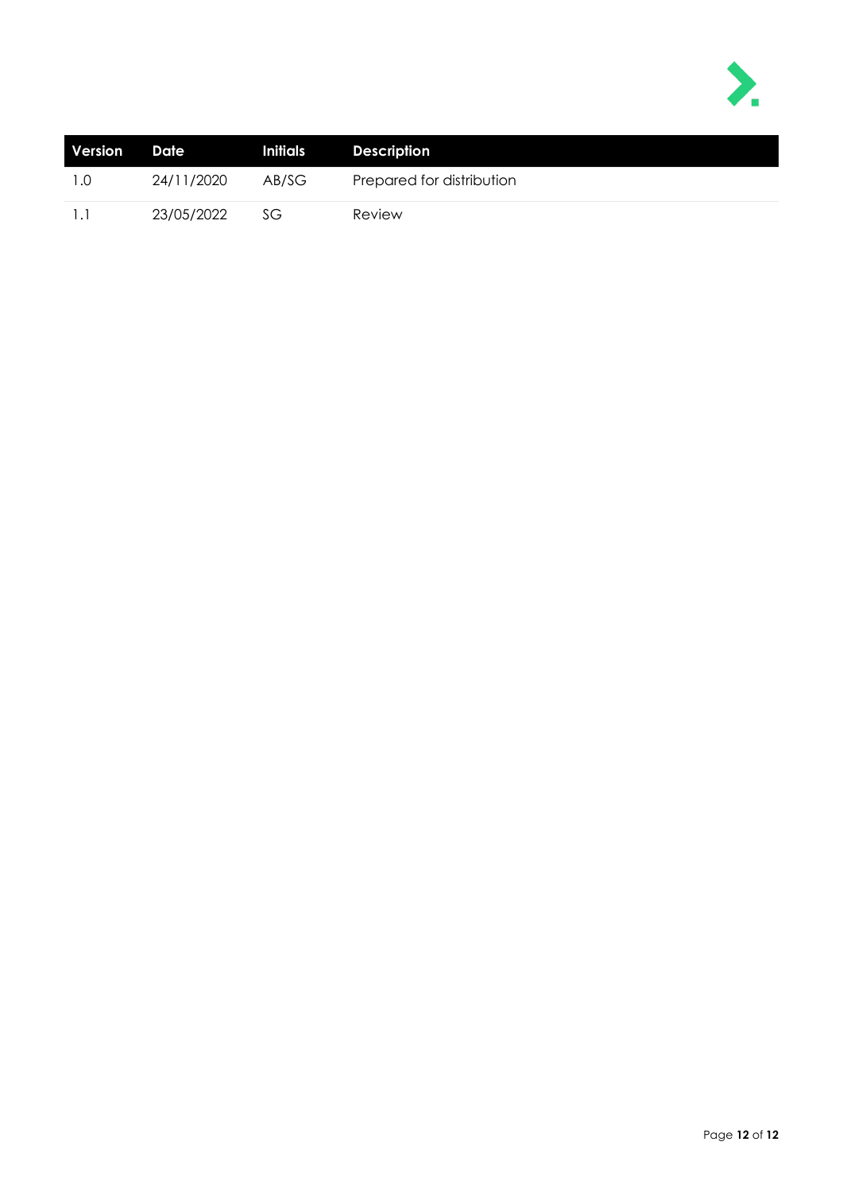| Version | Date | Initials | Description |
| --- | --- | --- | --- |
| 1.0 | 24/11/2020 | AB/SG | Prepared for distribution |
| 1.1 | 23/05/2022 | SG | Review |